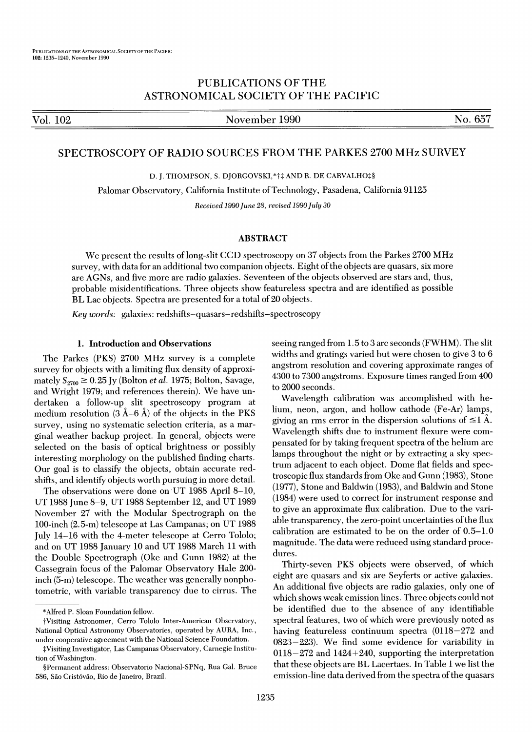# PUBLICATIONS OF THE ASTRONOMICAL SOCIETY OF THE PACIFIC

Vol. 102 November 1990 No. 657

## SPECTROSCOPY OF RADIO SOURCES FROM THE PARKES 2700 MHz SURVEY

D. J. THOMPSON, S. DJORGOVSKI,*†‡ AND R. DE CARVALHO‡§

Palomar Observatory, California Institute of Technology, Pasadena, California 91125

*Received 1990 June 28, revised 1990 July 30*

### ABSTRACT

We present the results of long-slit CCD spectroscopy on 37 objects from the Parkes 2700 MHz survey, with data for an additional two companion objects. Eight of the objects are quasars, six more are AGNs, and five more are radio galaxies. Seventeen of the objects observed are stars and, thus, probable misidentifications. Three objects show featureless spectra and are identified as possible BL Lac objects. Spectra are presented for a total of 20 objects.

*Key words:* galaxies: redshifts–quasars–redshifts–spectroscopy

### 1. Introduction and Observations

The Parkes (PKS) 2700 MHz survey is a complete survey for objects with a limiting flux density of approximately $S_{2700} \geq 0.25$ Jy (Bolton *et al.* 1975; Bolton, Savage, and Wright 1979; and references therein). We have undertaken a follow-up slit spectroscopy program at medium resolution (3 Å–6 Å) of the objects in the PKS survey, using no systematic selection criteria, as a marginal weather backup project. In general, objects were selected on the basis of optical brightness or possibly interesting morphology on the published finding charts. Our goal is to classify the objects, obtain accurate redshifts, and identify objects worth pursuing in more detail.

The observations were done on UT 1988 April 8–10, UT 1988 June 8–9, UT 1988 September 12, and UT 1989 November 27 with the Modular Spectrograph on the 100-inch (2.5-m) telescope at Las Campanas; on UT 1988 July 14–16 with the 4-meter telescope at Cerro Tololo; and on UT 1988 January 10 and UT 1988 March 11 with the Double Spectrograph (Oke and Gunn 1982) at the Cassegrain focus of the Palomar Observatory Hale 200-inch (5-m) telescope. The weather was generally nonphotometric, with variable transparency due to cirrus. The seeing ranged from 1.5 to 3 arc seconds (FWHM). The slit widths and gratings varied but were chosen to give 3 to 6 angstrom resolution and covering approximate ranges of 4300 to 7300 angstroms. Exposure times ranged from 400 to 2000 seconds.

Wavelength calibration was accomplished with helium, neon, argon, and hollow cathode (Fe-Ar) lamps, giving an rms error in the dispersion solutions of ≤1 Å. Wavelength shifts due to instrument flexure were compensated for by taking frequent spectra of the helium arc lamps throughout the night or by extracting a sky spectrum adjacent to each object. Dome flat fields and spectroscopic flux standards from Oke and Gunn (1983), Stone (1977), Stone and Baldwin (1983), and Baldwin and Stone (1984) were used to correct for instrument response and to give an approximate flux calibration. Due to the variable transparency, the zero-point uncertainties of the flux calibration are estimated to be on the order of 0.5–1.0 magnitude. The data were reduced using standard procedures.

Thirty-seven PKS objects were observed, of which eight are quasars and six are Seyferts or active galaxies. An additional five objects are radio galaxies, only one of which shows weak emission lines. Three objects could not be identified due to the absence of any identifiable spectral features, two of which were previously noted as having featureless continuum spectra (0118−272 and 0823−223). We find some evidence for variability in 0118−272 and 1424+240, supporting the interpretation that these objects are BL Lacertaes. In Table 1 we list the emission-line data derived from the spectra of the quasars

---

*Alfred P. Sloan Foundation fellow.

†Visiting Astronomer, Cerro Tololo Inter-American Observatory, National Optical Astronomy Observatories, operated by AURA, Inc., under cooperative agreement with the National Science Foundation.

‡Visiting Investigator, Las Campanas Observatory, Carnegie Institution of Washington.

§Permanent address: Observatorio Nacional-SPNq, Rua Gal. Bruce 586, São Cristóvão, Rio de Janeiro, Brazil.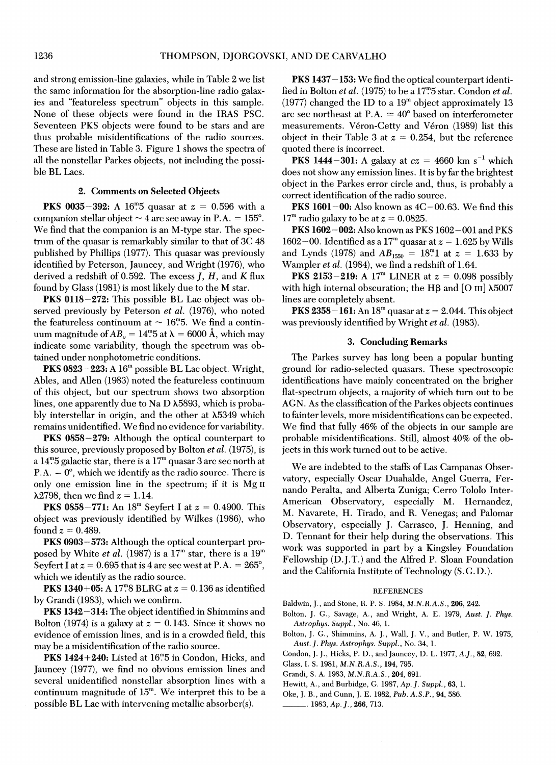and strong emission-line galaxies, while in Table 2 we list the same information for the absorption-line radio galaxies and "featureless spectrum" objects in this sample. None of these objects were found in the IRAS PSC. Seventeen PKS objects were found to be stars and are thus probable misidentifications of the radio sources. These are listed in Table 3. Figure 1 shows the spectra of all the nonstellar Parkes objects, not including the possible BL Lacs.

## 2. Comments on Selected Objects

**PKS 0035−392:** A $16^{m}\!.5$ quasar at $z = 0.596$ with a companion stellar object ~ 4 arc sec away in P.A. = 155°. We find that the companion is an M-type star. The spectrum of the quasar is remarkably similar to that of 3C 48 published by Phillips (1977). This quasar was previously identified by Peterson, Jauncey, and Wright (1976), who derived a redshift of 0.592. The excess $J$, $H$, and $K$ flux found by Glass (1981) is most likely due to the M star.

**PKS 0118−272:** This possible BL Lac object was observed previously by Peterson *et al.* (1976), who noted the featureless continuum at ~ $16^{m}\!.5$. We find a continuum magnitude of $AB_{\nu} = 14^{m}\!.5$ at $\lambda = 6000$ Å, which may indicate some variability, though the spectrum was obtained under nonphotometric conditions.

**PKS 0823−223:** A $16^{m}$ possible BL Lac object. Wright, Ables, and Allen (1983) noted the featureless continuum of this object, but our spectrum shows two absorption lines, one apparently due to Na D λ5893, which is probably interstellar in origin, and the other at λ5349 which remains unidentified. We find no evidence for variability.

**PKS 0858−279:** Although the optical counterpart to this source, previously proposed by Bolton *et al.* (1975), is a $14^{m}\!.5$ galactic star, there is a $17^{m}$ quasar 3 arc sec north at P.A. = 0°, which we identify as the radio source. There is only one emission line in the spectrum; if it is Mg II λ2798, then we find $z = 1.14$.

**PKS 0858−771:** An $18^{m}$ Seyfert I at $z = 0.4900$. This object was previously identified by Wilkes (1986), who found $z = 0.489$.

**PKS 0903−573:** Although the optical counterpart proposed by White *et al.* (1987) is a $17^{m}$ star, there is a $19^{m}$ Seyfert I at $z = 0.695$ that is 4 arc sec west at P.A. = 265°, which we identify as the radio source.

**PKS 1340+05:** A $17^{m}\!.8$ BLRG at $z = 0.136$ as identified by Grandi (1983), which we confirm.

**PKS 1342−314:** The object identified in Shimmins and Bolton (1974) is a galaxy at $z = 0.143$. Since it shows no evidence of emission lines, and is in a crowded field, this may be a misidentification of the radio source.

**PKS 1424+240:** Listed at $16^{m}\!.5$ in Condon, Hicks, and Jauncey (1977), we find no obvious emission lines and several unidentified nonstellar absorption lines with a continuum magnitude of $15^{m}$. We interpret this to be a possible BL Lac with intervening metallic absorber(s).

**PKS 1437−153:** We find the optical counterpart identified in Bolton *et al.* (1975) to be a $17^{m}\!.5$ star. Condon *et al.* (1977) changed the ID to a $19^{m}$ object approximately 13 arc sec northeast at P.A. ≃ 40° based on interferometer measurements. Véron-Cetty and Véron (1989) list this object in their Table 3 at $z = 0.254$, but the reference quoted there is incorrect.

**PKS 1444−301:** A galaxy at $cz = 4660$ km s$^{-1}$ which does not show any emission lines. It is by far the brightest object in the Parkes error circle and, thus, is probably a correct identification of the radio source.

**PKS 1601−00:** Also known as 4C−00.63. We find this $17^{m}$ radio galaxy to be at $z = 0.0825$.

**PKS 1602−002:** Also known as PKS 1602−001 and PKS 1602−00. Identified as a $17^{m}$ quasar at $z = 1.625$ by Wills and Lynds (1978) and $AB_{1550} = 18^{m}\!.1$ at $z = 1.633$ by Wampler *et al.* (1984), we find a redshift of 1.64.

**PKS 2153−219:** A $17^{m}$ LINER at $z = 0.098$ possibly with high internal obscuration; the Hβ and [O III] λ5007 lines are completely absent.

**PKS 2358−161:** An $18^{m}$ quasar at $z = 2.044$. This object was previously identified by Wright *et al.* (1983).

## 3. Concluding Remarks

The Parkes survey has long been a popular hunting ground for radio-selected quasars. These spectroscopic identifications have mainly concentrated on the brigher flat-spectrum objects, a majority of which turn out to be AGN. As the classification of the Parkes objects continues to fainter levels, more misidentifications can be expected. We find that fully 46% of the objects in our sample are probable misidentifications. Still, almost 40% of the objects in this work turned out to be active.

We are indebted to the staffs of Las Campanas Observatory, especially Oscar Duahalde, Angel Guerra, Fernando Peralta, and Alberta Zuniga; Cerro Tololo Inter-American Observatory, especially M. Hernandez, M. Navarete, H. Tirado, and R. Venegas; and Palomar Observatory, especially J. Carrasco, J. Henning, and D. Tennant for their help during the observations. This work was supported in part by a Kingsley Foundation Fellowship (D.J.T.) and the Alfred P. Sloan Foundation and the California Institute of Technology (S.G.D.).

### REFERENCES

Baldwin, J., and Stone, R. P. S. 1984, *M.N.R.A.S.*, **206**, 242.

Bolton, J. G., Savage, A., and Wright, A. E. 1979, *Aust. J. Phys. Astrophys. Suppl.*, No. 46, 1.

Bolton, J. G., Shimmins, A. J., Wall, J. V., and Butler, P. W. 1975, *Aust. J. Phys. Astrophys. Suppl.*, No. 34, 1.

Condon, J. J., Hicks, P. D., and Jauncey, D. L. 1977, *A.J.*, **82**, 692.

Glass, I. S. 1981, *M.N.R.A.S.*, **194**, 795.

Grandi, S. A. 1983, *M.N.R.A.S.*, **204**, 691.

Hewitt, A., and Burbidge, G. 1987, *Ap. J. Suppl.*, **63**, 1.

Oke, J. B., and Gunn, J. E. 1982, *Pub. A.S.P.*, **94**, 586.

———. 1983, *Ap. J.*, **266**, 713.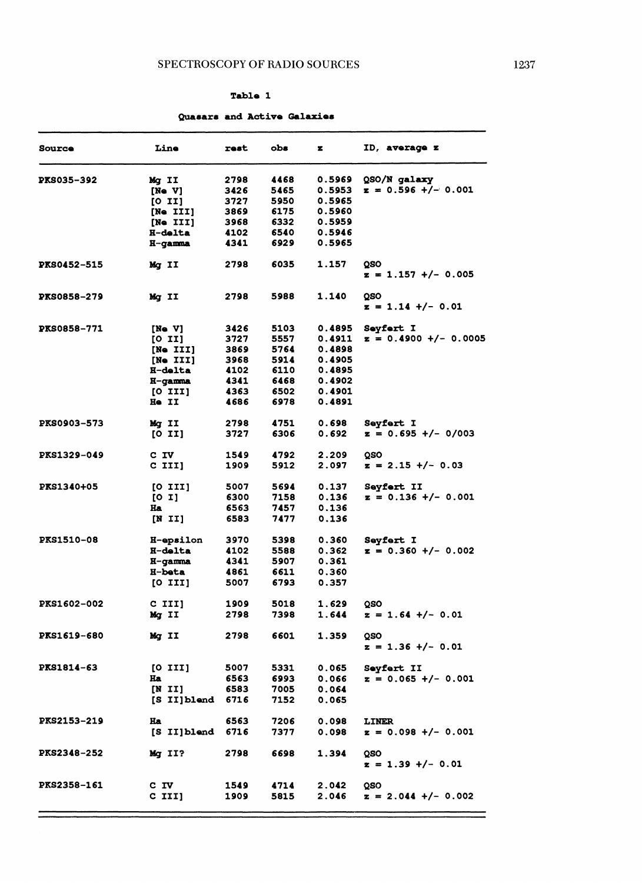**Table 1**

**Quasars and Active Galaxies**

| Source | Line | rest | obs | z | ID, average z |
|---|---|---|---|---|---|
| PKS035-392 | Mg II | 2798 | 4468 | 0.5969 | QSO/N galaxy |
| | [Ne V] | 3426 | 5465 | 0.5953 | z = 0.596 +/- 0.001 |
| | [O II] | 3727 | 5950 | 0.5965 | |
| | [Ne III] | 3869 | 6175 | 0.5960 | |
| | [Ne III] | 3968 | 6332 | 0.5959 | |
| | H-delta | 4102 | 6540 | 0.5946 | |
| | H-gamma | 4341 | 6929 | 0.5965 | |
| PKS0452-515 | Mg II | 2798 | 6035 | 1.157 | QSO |
| | | | | | z = 1.157 +/- 0.005 |
| PKS0858-279 | Mg II | 2798 | 5988 | 1.140 | QSO |
| | | | | | z = 1.14 +/- 0.01 |
| PKS0858-771 | [Ne V] | 3426 | 5103 | 0.4895 | Seyfert I |
| | [O II] | 3727 | 5557 | 0.4911 | z = 0.4900 +/- 0.0005 |
| | [Ne III] | 3869 | 5764 | 0.4898 | |
| | [Ne III] | 3968 | 5914 | 0.4905 | |
| | H-delta | 4102 | 6110 | 0.4895 | |
| | H-gamma | 4341 | 6468 | 0.4902 | |
| | [O III] | 4363 | 6502 | 0.4901 | |
| | He II | 4686 | 6978 | 0.4891 | |
| PKS0903-573 | Mg II | 2798 | 4751 | 0.698 | Seyfert I |
| | [O II] | 3727 | 6306 | 0.692 | z = 0.695 +/- 0/003 |
| PKS1329-049 | C IV | 1549 | 4792 | 2.209 | QSO |
| | C III] | 1909 | 5912 | 2.097 | z = 2.15 +/- 0.03 |
| PKS1340+05 | [O III] | 5007 | 5694 | 0.137 | Seyfert II |
| | [O I] | 6300 | 7158 | 0.136 | z = 0.136 +/- 0.001 |
| | Ha | 6563 | 7457 | 0.136 | |
| | [N II] | 6583 | 7477 | 0.136 | |
| PKS1510-08 | H-epsilon | 3970 | 5398 | 0.360 | Seyfert I |
| | H-delta | 4102 | 5588 | 0.362 | z = 0.360 +/- 0.002 |
| | H-gamma | 4341 | 5907 | 0.361 | |
| | H-beta | 4861 | 6611 | 0.360 | |
| | [O III] | 5007 | 6793 | 0.357 | |
| PKS1602-002 | C III] | 1909 | 5018 | 1.629 | QSO |
| | Mg II | 2798 | 7398 | 1.644 | z = 1.64 +/- 0.01 |
| PKS1619-680 | Mg II | 2798 | 6601 | 1.359 | QSO |
| | | | | | z = 1.36 +/- 0.01 |
| PKS1814-63 | [O III] | 5007 | 5331 | 0.065 | Seyfert II |
| | Ha | 6563 | 6993 | 0.066 | z = 0.065 +/- 0.001 |
| | [N II] | 6583 | 7005 | 0.064 | |
| | [S II]blend | 6716 | 7152 | 0.065 | |
| PKS2153-219 | Ha | 6563 | 7206 | 0.098 | LINER |
| | [S II]blend | 6716 | 7377 | 0.098 | z = 0.098 +/- 0.001 |
| PKS2348-252 | Mg II? | 2798 | 6698 | 1.394 | QSO |
| | | | | | z = 1.39 +/- 0.01 |
| PKS2358-161 | C IV | 1549 | 4714 | 2.042 | QSO |
| | C III] | 1909 | 5815 | 2.046 | z = 2.044 +/- 0.002 |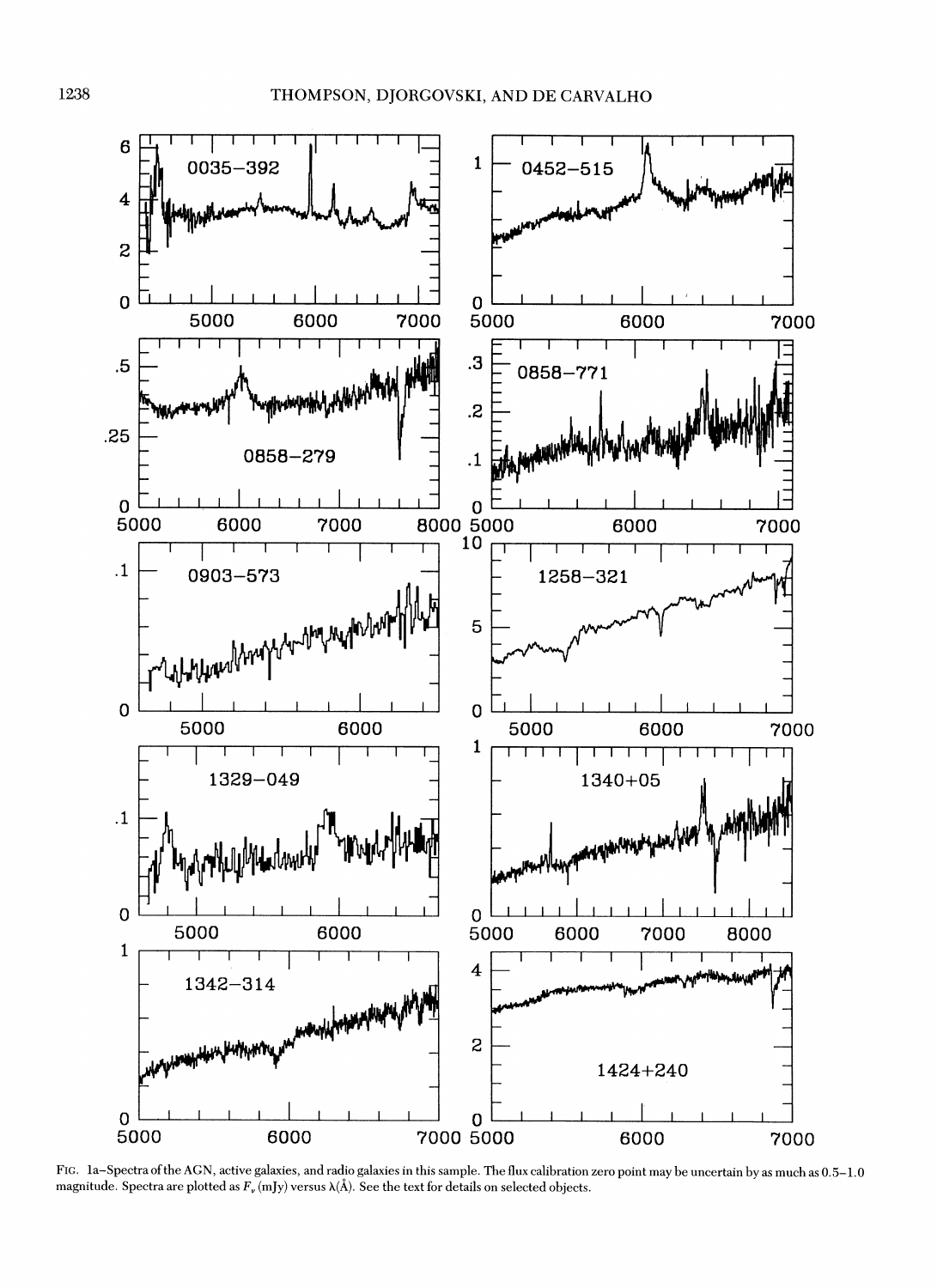FIG. 1a–Spectra of the AGN, active galaxies, and radio galaxies in this sample. The flux calibration zero point may be uncertain by as much as 0.5–1.0 magnitude. Spectra are plotted as $F_{\nu}$ (mJy) versus $\lambda$(Å). See the text for details on selected objects.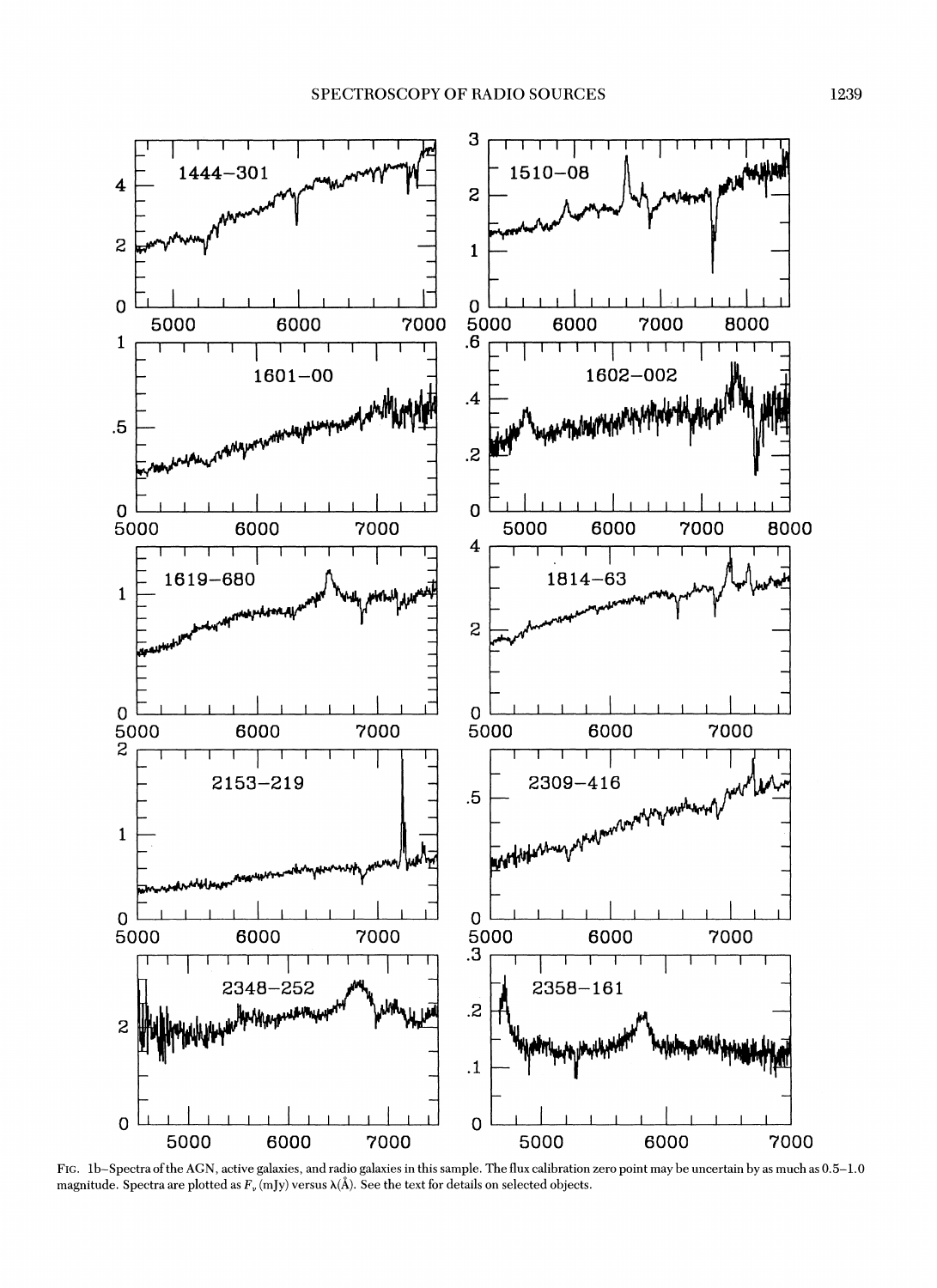FIG. 1b–Spectra of the AGN, active galaxies, and radio galaxies in this sample. The flux calibration zero point may be uncertain by as much as 0.5–1.0 magnitude. Spectra are plotted as $F_\nu$ (mJy) versus $\lambda$(Å). See the text for details on selected objects.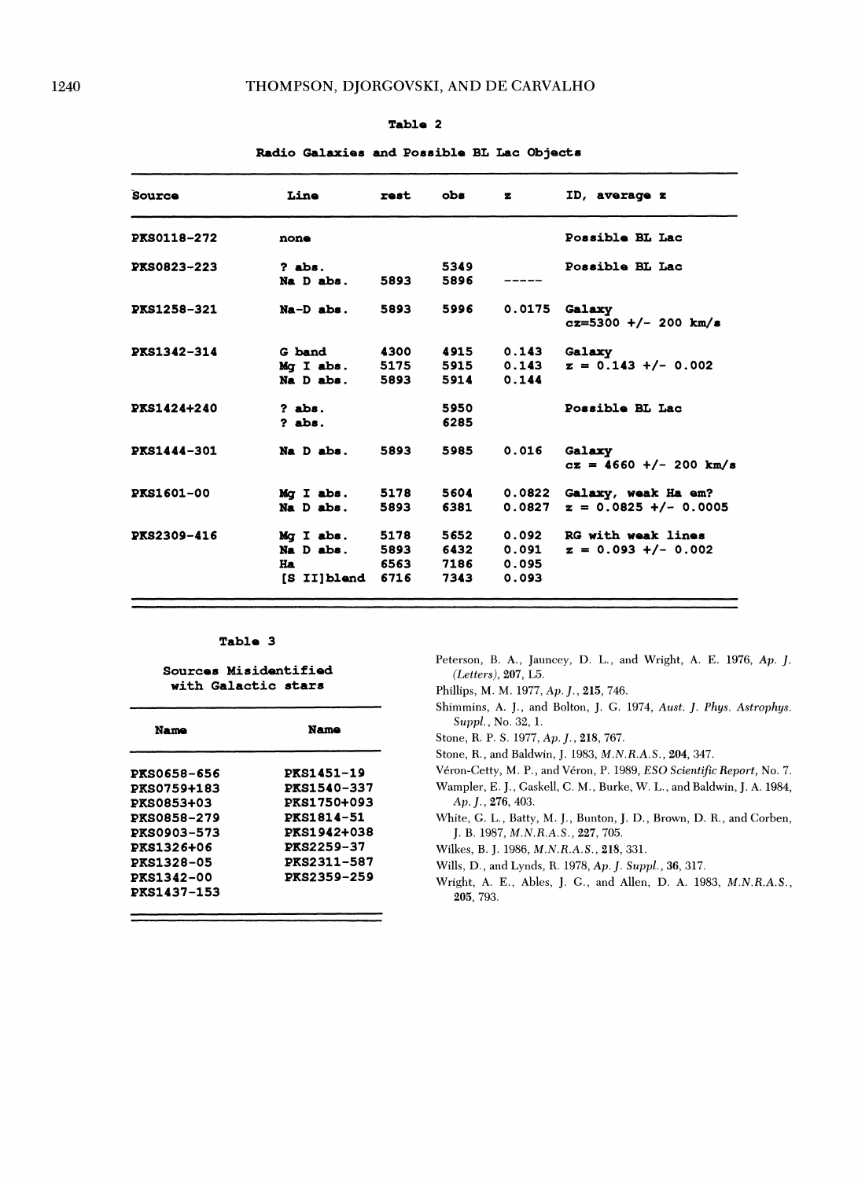**Table 2**

**Radio Galaxies and Possible BL Lac Objects**

| Source | Line | rest | obs | z | ID, average z |
|---|---|---|---|---|---|
| PKS0118-272 | none | | | | Possible BL Lac |
| PKS0823-223 | ? abs. | | 5349 | | Possible BL Lac |
| | Na D abs. | 5893 | 5896 | ----- | |
| PKS1258-321 | Na-D abs. | 5893 | 5996 | 0.0175 | Galaxy |
| | | | | | cz=5300 +/- 200 km/s |
| PKS1342-314 | G band | 4300 | 4915 | 0.143 | Galaxy |
| | Mg I abs. | 5175 | 5915 | 0.143 | z = 0.143 +/- 0.002 |
| | Na D abs. | 5893 | 5914 | 0.144 | |
| PKS1424+240 | ? abs. | | 5950 | | Possible BL Lac |
| | ? abs. | | 6285 | | |
| PKS1444-301 | Na D abs. | 5893 | 5985 | 0.016 | Galaxy |
| | | | | | cz = 4660 +/- 200 km/s |
| PKS1601-00 | Mg I abs. | 5178 | 5604 | 0.0822 | Galaxy, weak Ha em? |
| | Na D abs. | 5893 | 6381 | 0.0827 | z = 0.0825 +/- 0.0005 |
| PKS2309-416 | Mg I abs. | 5178 | 5652 | 0.092 | RG with weak lines |
| | Na D abs. | 5893 | 6432 | 0.091 | z = 0.093 +/- 0.002 |
| | Ha | 6563 | 7186 | 0.095 | |
| | [S II]blend | 6716 | 7343 | 0.093 | |

**Table 3**

**Sources Misidentified with Galactic stars**

| Name | Name |
|---|---|
| PKS0658-656 | PKS1451-19 |
| PKS0759+183 | PKS1540-337 |
| PKS0853+03 | PKS1750+093 |
| PKS0858-279 | PKS1814-51 |
| PKS0903-573 | PKS1942+038 |
| PKS1326+06 | PKS2259-37 |
| PKS1328-05 | PKS2311-587 |
| PKS1342-00 | PKS2359-259 |
| PKS1437-153 | |

Peterson, B. A., Jauncey, D. L., and Wright, A. E. 1976, *Ap. J. (Letters)*, **207**, L5.

Phillips, M. M. 1977, *Ap. J.*, **215**, 746.

Shimmins, A. J., and Bolton, J. G. 1974, *Aust. J. Phys. Astrophys. Suppl.*, No. 32, 1.

Stone, R. P. S. 1977, *Ap. J.*, **218**, 767.

Stone, R., and Baldwin, J. 1983, *M.N.R.A.S.*, **204**, 347.

Véron-Cetty, M. P., and Véron, P. 1989, *ESO Scientific Report*, No. 7.

Wampler, E. J., Gaskell, C. M., Burke, W. L., and Baldwin, J. A. 1984, *Ap. J.*, **276**, 403.

White, G. L., Batty, M. J., Bunton, J. D., Brown, D. R., and Corben, J. B. 1987, *M.N.R.A.S.*, **227**, 705.

Wilkes, B. J. 1986, *M.N.R.A.S.*, **218**, 331.

Wills, D., and Lynds, R. 1978, *Ap. J. Suppl.*, **36**, 317.

Wright, A. E., Ables, J. G., and Allen, D. A. 1983, *M.N.R.A.S.*, **205**, 793.